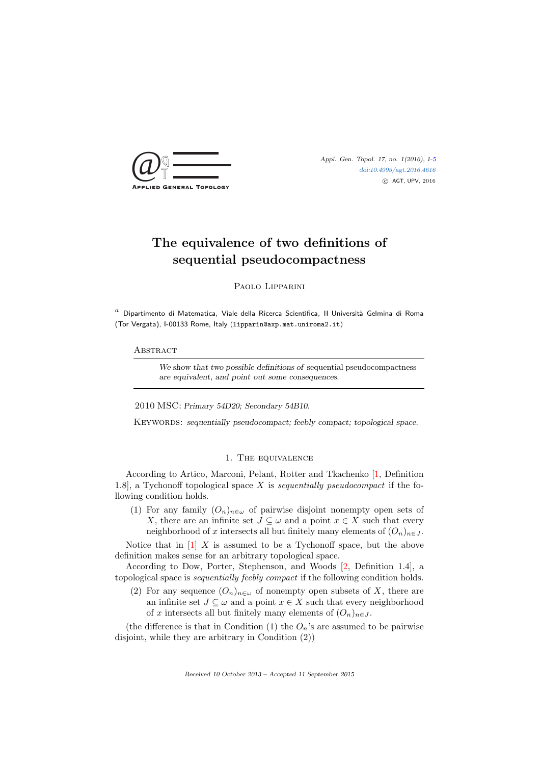# The equivalence of two definitions of sequential pseudocompactness

Paolo Lipparini

[a] Dipartimento di Matematica, Viale della Ricerca Scientìfica, II Università Gelmina di Roma (Tor Vergata), I-00133 Rome, Italy (lipparin@axp.mat.uniroma2.it)

Abstract

*We show that two possible definitions of* sequential pseudocompactness *are equivalent, and point out some consequences.*

2010 MSC: *Primary 54D20; Secondary 54B10.*

Keywords: *sequentially pseudocompact; feebly compact; topological space.*

## 1. The equivalence

According to Artico, Marconi, Pelant, Rotter and Tkachenko [1, Definition 1.8], a Tychonoff topological space $X$ is *sequentially pseudocompact* if the following condition holds.

(1) For any family $(O_n)_{n\in\omega}$ of pairwise disjoint nonempty open sets of $X$, there are an infinite set $J \subseteq \omega$ and a point $x \in X$ such that every neighborhood of $x$ intersects all but finitely many elements of $(O_n)_{n\in J}$.

Notice that in [1] $X$ is assumed to be a Tychonoff space, but the above definition makes sense for an arbitrary topological space.

According to Dow, Porter, Stephenson, and Woods [2, Definition 1.4], a topological space is *sequentially feebly compact* if the following condition holds.

(2) For any sequence $(O_n)_{n\in\omega}$ of nonempty open subsets of $X$, there are an infinite set $J \subseteq \omega$ and a point $x \in X$ such that every neighborhood of $x$ intersects all but finitely many elements of $(O_n)_{n\in J}$.

(the difference is that in Condition (1) the $O_n$'s are assumed to be pairwise disjoint, while they are arbitrary in Condition (2))

*Received 10 October 2013 – Accepted 11 September 2015*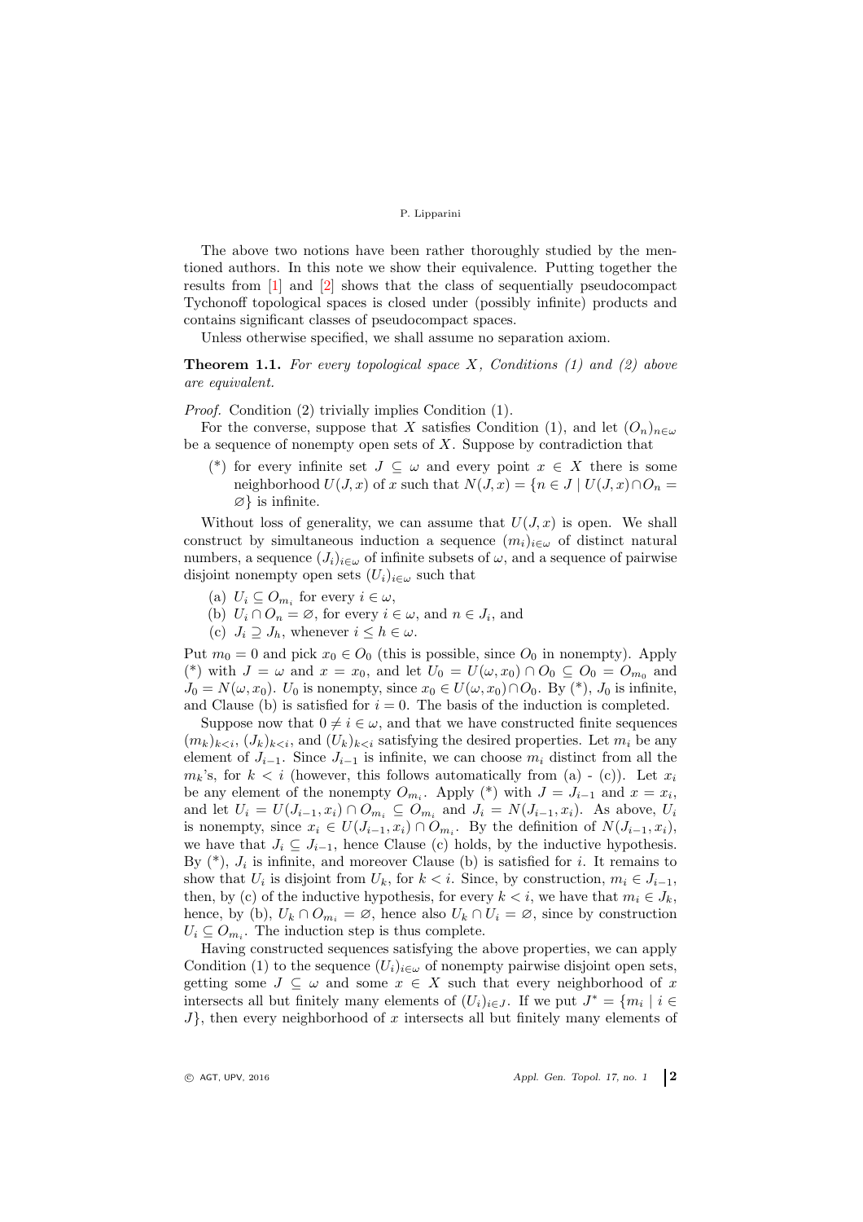The above two notions have been rather thoroughly studied by the mentioned authors. In this note we show their equivalence. Putting together the results from [1] and [2] shows that the class of sequentially pseudocompact Tychonoff topological spaces is closed under (possibly infinite) products and contains significant classes of pseudocompact spaces.

Unless otherwise specified, we shall assume no separation axiom.

**Theorem 1.1.** *For every topological space $X$, Conditions (1) and (2) above are equivalent.*

*Proof.* Condition (2) trivially implies Condition (1).

For the converse, suppose that $X$ satisfies Condition (1), and let $(O_n)_{n\in\omega}$ be a sequence of nonempty open sets of $X$. Suppose by contradiction that

(\*) for every infinite set $J \subseteq \omega$ and every point $x \in X$ there is some neighborhood $U(J, x)$ of $x$ such that $N(J, x) = \{n \in J \mid U(J, x) \cap O_n = \varnothing\}$ is infinite.

Without loss of generality, we can assume that $U(J, x)$ is open. We shall construct by simultaneous induction a sequence $(m_i)_{i\in\omega}$ of distinct natural numbers, a sequence $(J_i)_{i\in\omega}$ of infinite subsets of $\omega$, and a sequence of pairwise disjoint nonempty open sets $(U_i)_{i\in\omega}$ such that

(a) $U_i \subseteq O_{m_i}$ for every $i \in \omega$,
(b) $U_i \cap O_n = \varnothing$, for every $i \in \omega$, and $n \in J_i$, and
(c) $J_i \supseteq J_h$, whenever $i \leq h \in \omega$.

Put $m_0 = 0$ and pick $x_0 \in O_0$ (this is possible, since $O_0$ in nonempty). Apply (\*) with $J = \omega$ and $x = x_0$, and let $U_0 = U(\omega, x_0) \cap O_0 \subseteq O_0 = O_{m_0}$ and $J_0 = N(\omega, x_0)$. $U_0$ is nonempty, since $x_0 \in U(\omega, x_0) \cap O_0$. By (\*), $J_0$ is infinite, and Clause (b) is satisfied for $i = 0$. The basis of the induction is completed.

Suppose now that $0 \neq i \in \omega$, and that we have constructed finite sequences $(m_k)_{k<i}$, $(J_k)_{k<i}$, and $(U_k)_{k<i}$ satisfying the desired properties. Let $m_i$ be any element of $J_{i-1}$. Since $J_{i-1}$ is infinite, we can choose $m_i$ distinct from all the $m_k$'s, for $k < i$ (however, this follows automatically from (a) - (c)). Let $x_i$ be any element of the nonempty $O_{m_i}$. Apply (\*) with $J = J_{i-1}$ and $x = x_i$, and let $U_i = U(J_{i-1}, x_i) \cap O_{m_i} \subseteq O_{m_i}$ and $J_i = N(J_{i-1}, x_i)$. As above, $U_i$ is nonempty, since $x_i \in U(J_{i-1}, x_i) \cap O_{m_i}$. By the definition of $N(J_{i-1}, x_i)$, we have that $J_i \subseteq J_{i-1}$, hence Clause (c) holds, by the inductive hypothesis. By (\*), $J_i$ is infinite, and moreover Clause (b) is satisfied for $i$. It remains to show that $U_i$ is disjoint from $U_k$, for $k < i$. Since, by construction, $m_i \in J_{i-1}$, then, by (c) of the inductive hypothesis, for every $k < i$, we have that $m_i \in J_k$, hence, by (b), $U_k \cap O_{m_i} = \varnothing$, hence also $U_k \cap U_i = \varnothing$, since by construction $U_i \subseteq O_{m_i}$. The induction step is thus complete.

Having constructed sequences satisfying the above properties, we can apply Condition (1) to the sequence $(U_i)_{i\in\omega}$ of nonempty pairwise disjoint open sets, getting some $J \subseteq \omega$ and some $x \in X$ such that every neighborhood of $x$ intersects all but finitely many elements of $(U_i)_{i\in J}$. If we put $J^* = \{m_i \mid i \in J\}$, then every neighborhood of $x$ intersects all but finitely many elements of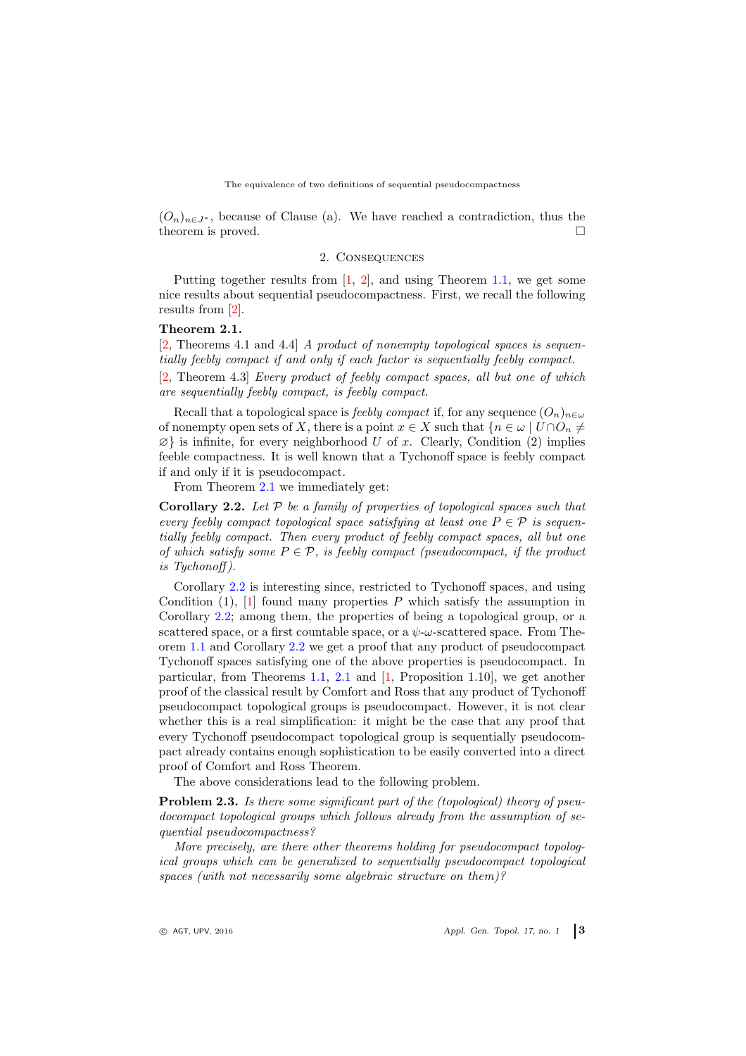$(O_n)_{n \in J^*}$, because of Clause (a). We have reached a contradiction, thus the theorem is proved. □

## 2. Consequences

Putting together results from [1, 2], and using Theorem 1.1, we get some nice results about sequential pseudocompactness. First, we recall the following results from [2].

**Theorem 2.1.**
[2, Theorems 4.1 and 4.4] *A product of nonempty topological spaces is sequentially feebly compact if and only if each factor is sequentially feebly compact.*
[2, Theorem 4.3] *Every product of feebly compact spaces, all but one of which are sequentially feebly compact, is feebly compact.*

Recall that a topological space is *feebly compact* if, for any sequence $(O_n)_{n \in \omega}$ of nonempty open sets of $X$, there is a point $x \in X$ such that $\{n \in \omega \mid U \cap O_n \neq \varnothing\}$ is infinite, for every neighborhood $U$ of $x$. Clearly, Condition (2) implies feeble compactness. It is well known that a Tychonoff space is feebly compact if and only if it is pseudocompact.

From Theorem 2.1 we immediately get:

**Corollary 2.2.** *Let $\mathcal{P}$ be a family of properties of topological spaces such that every feebly compact topological space satisfying at least one $P \in \mathcal{P}$ is sequentially feebly compact. Then every product of feebly compact spaces, all but one of which satisfy some $P \in \mathcal{P}$, is feebly compact (pseudocompact, if the product is Tychonoff).*

Corollary 2.2 is interesting since, restricted to Tychonoff spaces, and using Condition (1), [1] found many properties $P$ which satisfy the assumption in Corollary 2.2; among them, the properties of being a topological group, or a scattered space, or a first countable space, or a $\psi$-$\omega$-scattered space. From Theorem 1.1 and Corollary 2.2 we get a proof that any product of pseudocompact Tychonoff spaces satisfying one of the above properties is pseudocompact. In particular, from Theorems 1.1, 2.1 and [1, Proposition 1.10], we get another proof of the classical result by Comfort and Ross that any product of Tychonoff pseudocompact topological groups is pseudocompact. However, it is not clear whether this is a real simplification: it might be the case that any proof that every Tychonoff pseudocompact topological group is sequentially pseudocompact already contains enough sophistication to be easily converted into a direct proof of Comfort and Ross Theorem.

The above considerations lead to the following problem.

**Problem 2.3.** *Is there some significant part of the (topological) theory of pseudocompact topological groups which follows already from the assumption of sequential pseudocompactness?*

*More precisely, are there other theorems holding for pseudocompact topological groups which can be generalized to sequentially pseudocompact topological spaces (with not necessarily some algebraic structure on them)?*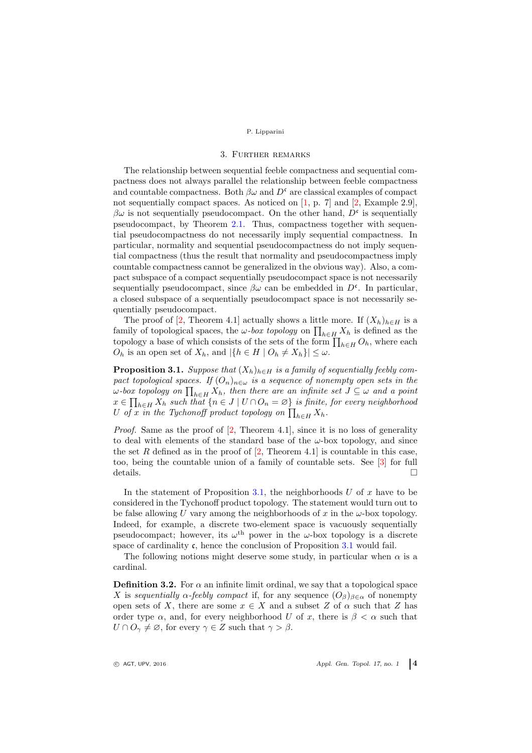## 3. Further remarks

The relationship between sequential feeble compactness and sequential compactness does not always parallel the relationship between feeble compactness and countable compactness. Both $\beta\omega$ and $D^{\mathfrak{c}}$ are classical examples of compact not sequentially compact spaces. As noticed on [1, p. 7] and [2, Example 2.9], $\beta\omega$ is not sequentially pseudocompact. On the other hand, $D^{\mathfrak{c}}$ is sequentially pseudocompact, by Theorem 2.1. Thus, compactness together with sequential pseudocompactness do not necessarily imply sequential compactness. In particular, normality and sequential pseudocompactness do not imply sequential compactness (thus the result that normality and pseudocompactness imply countable compactness cannot be generalized in the obvious way). Also, a compact subspace of a compact sequentially pseudocompact space is not necessarily sequentially pseudocompact, since $\beta\omega$ can be embedded in $D^{\mathfrak{c}}$. In particular, a closed subspace of a sequentially pseudocompact space is not necessarily sequentially pseudocompact.

The proof of [2, Theorem 4.1] actually shows a little more. If $(X_h)_{h\in H}$ is a family of topological spaces, the *$\omega$-box topology* on $\prod_{h\in H} X_h$ is defined as the topology a base of which consists of the sets of the form $\prod_{h\in H} O_h$, where each $O_h$ is an open set of $X_h$, and $|\{h \in H \mid O_h \neq X_h\}| \leq \omega$.

**Proposition 3.1.** *Suppose that $(X_h)_{h\in H}$ is a family of sequentially feebly compact topological spaces. If $(O_n)_{n\in\omega}$ is a sequence of nonempty open sets in the $\omega$-box topology on $\prod_{h\in H} X_h$, then there are an infinite set $J \subseteq \omega$ and a point $x \in \prod_{h\in H} X_h$ such that $\{n \in J \mid U \cap O_n = \varnothing\}$ is finite, for every neighborhood $U$ of $x$ in the Tychonoff product topology on $\prod_{h\in H} X_h$.*

*Proof.* Same as the proof of [2, Theorem 4.1], since it is no loss of generality to deal with elements of the standard base of the $\omega$-box topology, and since the set $R$ defined as in the proof of [2, Theorem 4.1] is countable in this case, too, being the countable union of a family of countable sets. See [3] for full details. □

In the statement of Proposition 3.1, the neighborhoods $U$ of $x$ have to be considered in the Tychonoff product topology. The statement would turn out to be false allowing $U$ vary among the neighborhoods of $x$ in the $\omega$-box topology. Indeed, for example, a discrete two-element space is vacuously sequentially pseudocompact; however, its $\omega^{\text{th}}$ power in the $\omega$-box topology is a discrete space of cardinality $\mathfrak{c}$, hence the conclusion of Proposition 3.1 would fail.

The following notions might deserve some study, in particular when $\alpha$ is a cardinal.

**Definition 3.2.** For $\alpha$ an infinite limit ordinal, we say that a topological space $X$ is *sequentially $\alpha$-feebly compact* if, for any sequence $(O_\beta)_{\beta\in\alpha}$ of nonempty open sets of $X$, there are some $x \in X$ and a subset $Z$ of $\alpha$ such that $Z$ has order type $\alpha$, and, for every neighborhood $U$ of $x$, there is $\beta < \alpha$ such that $U \cap O_\gamma \neq \varnothing$, for every $\gamma \in Z$ such that $\gamma > \beta$.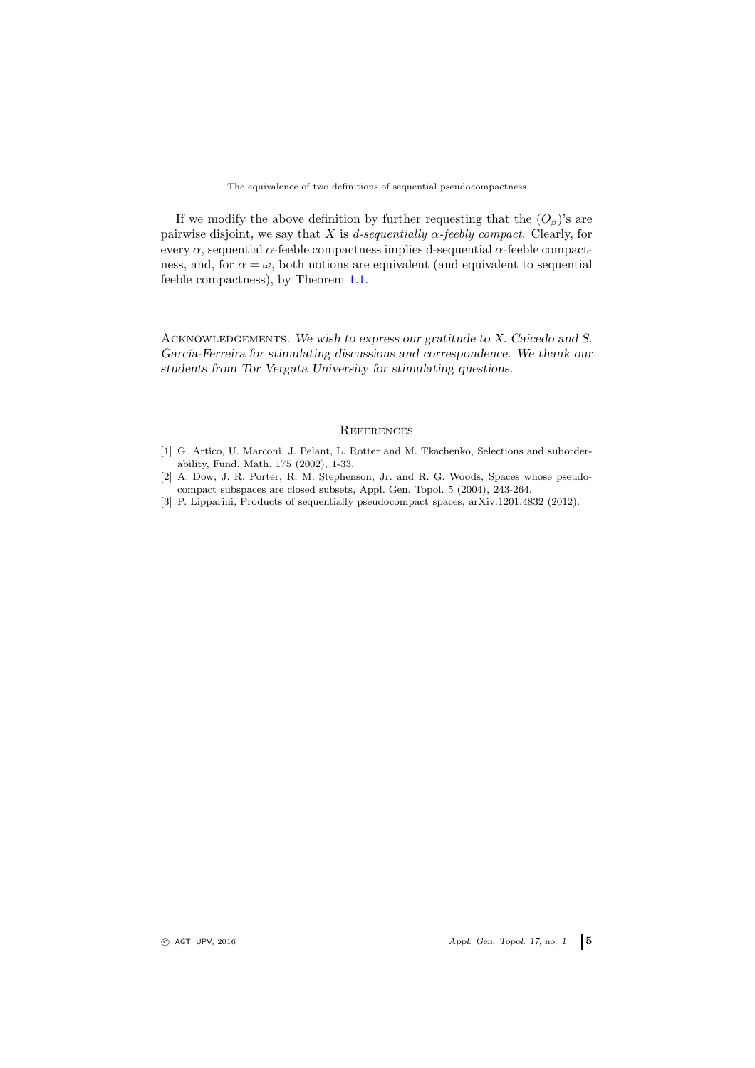If we modify the above definition by further requesting that the $(O_\beta)$'s are pairwise disjoint, we say that $X$ is *d-sequentially $\alpha$-feebly compact*. Clearly, for every $\alpha$, sequential $\alpha$-feeble compactness implies d-sequential $\alpha$-feeble compactness, and, for $\alpha = \omega$, both notions are equivalent (and equivalent to sequential feeble compactness), by Theorem 1.1.

ACKNOWLEDGEMENTS. *We wish to express our gratitude to X. Caicedo and S. García-Ferreira for stimulating discussions and correspondence. We thank our students from Tor Vergata University for stimulating questions.*

## REFERENCES

[1] G. Artico, U. Marconi, J. Pelant, L. Rotter and M. Tkachenko, Selections and suborderability, Fund. Math. 175 (2002), 1-33.

[2] A. Dow, J. R. Porter, R. M. Stephenson, Jr. and R. G. Woods, Spaces whose pseudocompact subspaces are closed subsets, Appl. Gen. Topol. 5 (2004), 243-264.

[3] P. Lipparini, Products of sequentially pseudocompact spaces, arXiv:1201.4832 (2012).